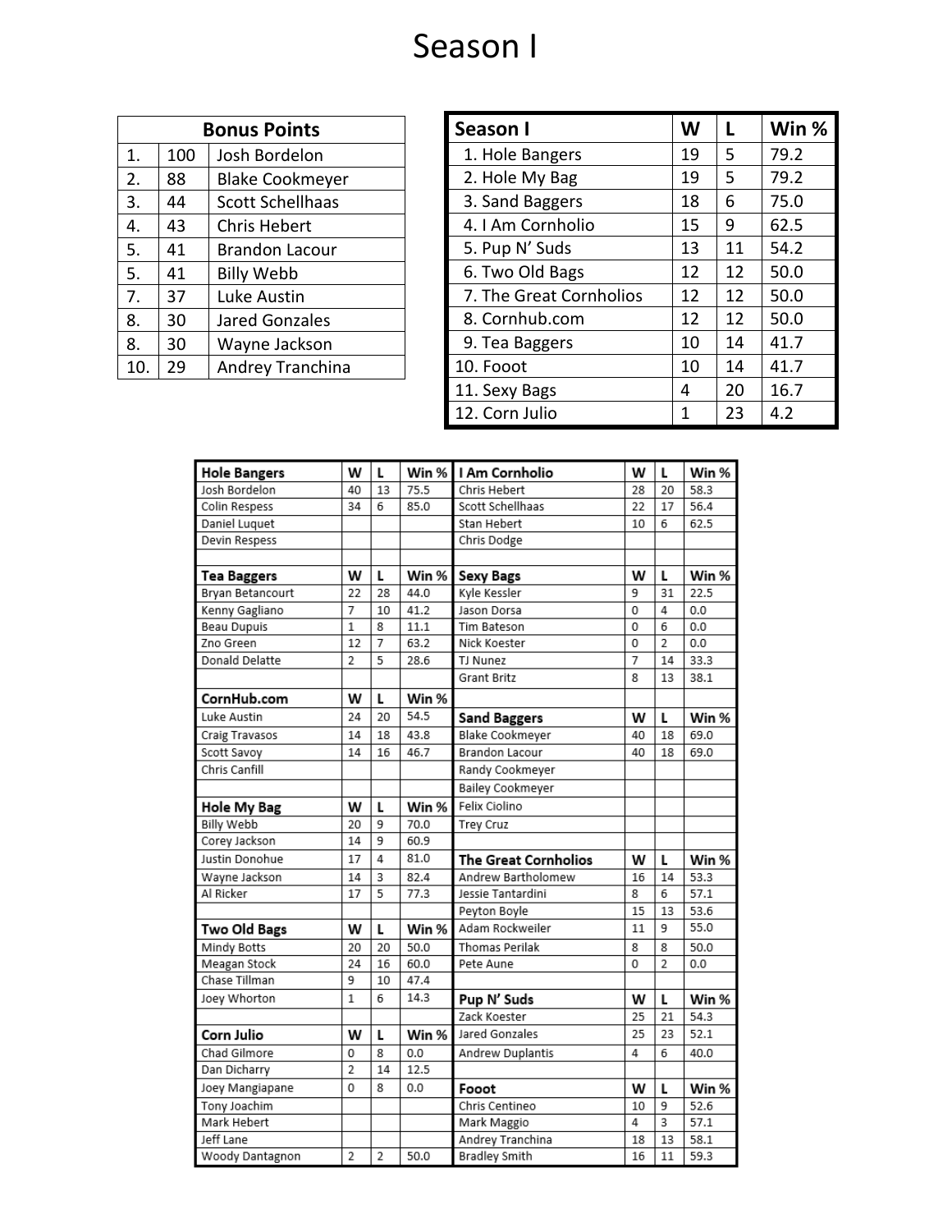# Season I

| Bonus Points | | |
|---|---|---|
| 1. | 100 | Josh Bordelon |
| 2. | 88 | Blake Cookmeyer |
| 3. | 44 | Scott Schellhaas |
| 4. | 43 | Chris Hebert |
| 5. | 41 | Brandon Lacour |
| 5. | 41 | Billy Webb |
| 7. | 37 | Luke Austin |
| 8. | 30 | Jared Gonzales |
| 8. | 30 | Wayne Jackson |
| 10. | 29 | Andrey Tranchina |

| Season I | W | L | Win % |
|---|---|---|---|
| 1. Hole Bangers | 19 | 5 | 79.2 |
| 2. Hole My Bag | 19 | 5 | 79.2 |
| 3. Sand Baggers | 18 | 6 | 75.0 |
| 4. I Am Cornholio | 15 | 9 | 62.5 |
| 5. Pup N' Suds | 13 | 11 | 54.2 |
| 6. Two Old Bags | 12 | 12 | 50.0 |
| 7. The Great Cornholios | 12 | 12 | 50.0 |
| 8. Cornhub.com | 12 | 12 | 50.0 |
| 9. Tea Baggers | 10 | 14 | 41.7 |
| 10. Fooot | 10 | 14 | 41.7 |
| 11. Sexy Bags | 4 | 20 | 16.7 |
| 12. Corn Julio | 1 | 23 | 4.2 |

| Hole Bangers | W | L | Win % |
|---|---|---|---|
| Josh Bordelon | 40 | 13 | 75.5 |
| Colin Respess | 34 | 6 | 85.0 |
| Daniel Luquet | | | |
| Devin Respess | | | |

| Tea Baggers | W | L | Win % |
|---|---|---|---|
| Bryan Betancourt | 22 | 28 | 44.0 |
| Kenny Gagliano | 7 | 10 | 41.2 |
| Beau Dupuis | 1 | 8 | 11.1 |
| Zno Green | 12 | 7 | 63.2 |
| Donald Delatte | 2 | 5 | 28.6 |

| CornHub.com | W | L | Win % |
|---|---|---|---|
| Luke Austin | 24 | 20 | 54.5 |
| Craig Travasos | 14 | 18 | 43.8 |
| Scott Savoy | 14 | 16 | 46.7 |
| Chris Canfill | | | |

| Hole My Bag | W | L | Win % |
|---|---|---|---|
| Billy Webb | 20 | 9 | 70.0 |
| Corey Jackson | 14 | 9 | 60.9 |
| Justin Donohue | 17 | 4 | 81.0 |
| Wayne Jackson | 14 | 3 | 82.4 |
| Al Ricker | 17 | 5 | 77.3 |

| Two Old Bags | W | L | Win % |
|---|---|---|---|
| Mindy Botts | 20 | 20 | 50.0 |
| Meagan Stock | 24 | 16 | 60.0 |
| Chase Tillman | 9 | 10 | 47.4 |
| Joey Whorton | 1 | 6 | 14.3 |

| Corn Julio | W | L | Win % |
|---|---|---|---|
| Chad Gilmore | 0 | 8 | 0.0 |
| Dan Dicharry | 2 | 14 | 12.5 |
| Joey Mangiapane | 0 | 8 | 0.0 |
| Tony Joachim | | | |
| Mark Hebert | | | |
| Jeff Lane | | | |
| Woody Dantagnon | 2 | 2 | 50.0 |

| I Am Cornholio | W | L | Win % |
|---|---|---|---|
| Chris Hebert | 28 | 20 | 58.3 |
| Scott Schellhaas | 22 | 17 | 56.4 |
| Stan Hebert | 10 | 6 | 62.5 |
| Chris Dodge | | | |

| Sexy Bags | W | L | Win % |
|---|---|---|---|
| Kyle Kessler | 9 | 31 | 22.5 |
| Jason Dorsa | 0 | 4 | 0.0 |
| Tim Bateson | 0 | 6 | 0.0 |
| Nick Koester | 0 | 2 | 0.0 |
| TJ Nunez | 7 | 14 | 33.3 |
| Grant Britz | 8 | 13 | 38.1 |

| Sand Baggers | W | L | Win % |
|---|---|---|---|
| Blake Cookmeyer | 40 | 18 | 69.0 |
| Brandon Lacour | 40 | 18 | 69.0 |
| Randy Cookmeyer | | | |
| Bailey Cookmeyer | | | |
| Felix Ciolino | | | |
| Trey Cruz | | | |

| The Great Cornholios | W | L | Win % |
|---|---|---|---|
| Andrew Bartholomew | 16 | 14 | 53.3 |
| Jessie Tantardini | 8 | 6 | 57.1 |
| Peyton Boyle | 15 | 13 | 53.6 |
| Adam Rockweiler | 11 | 9 | 55.0 |
| Thomas Perilak | 8 | 8 | 50.0 |
| Pete Aune | 0 | 2 | 0.0 |

| Pup N' Suds | W | L | Win % |
|---|---|---|---|
| Zack Koester | 25 | 21 | 54.3 |
| Jared Gonzales | 25 | 23 | 52.1 |
| Andrew Duplantis | 4 | 6 | 40.0 |

| Fooot | W | L | Win % |
|---|---|---|---|
| Chris Centineo | 10 | 9 | 52.6 |
| Mark Maggio | 4 | 3 | 57.1 |
| Andrey Tranchina | 18 | 13 | 58.1 |
| Bradley Smith | 16 | 11 | 59.3 |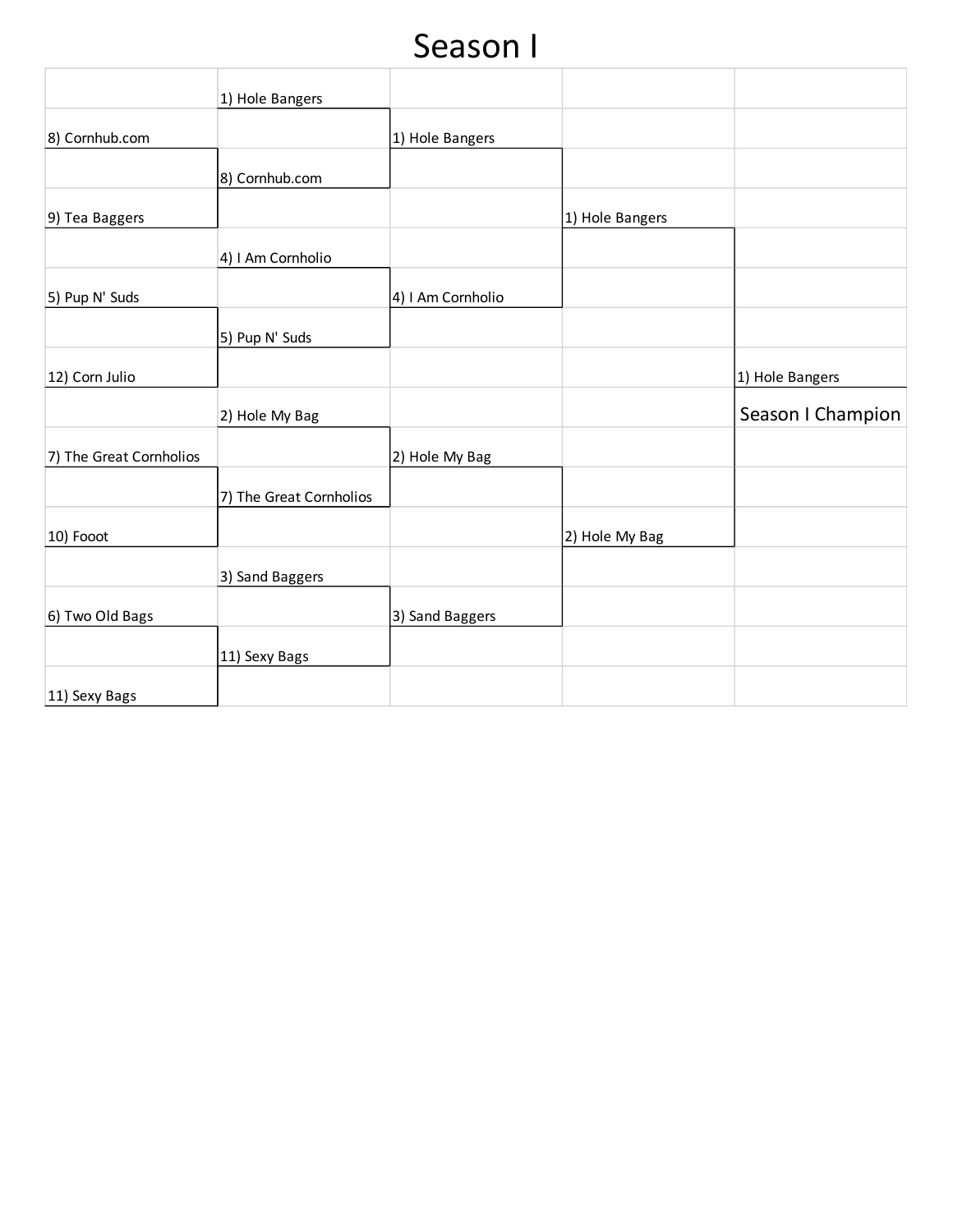# Season I

| | | | | |
|---|---|---|---|---|
| | 1) Hole Bangers | | | |
| 8) Cornhub.com | | 1) Hole Bangers | | |
| | 8) Cornhub.com | | | |
| 9) Tea Baggers | | | 1) Hole Bangers | |
| | 4) I Am Cornholio | | | |
| 5) Pup N' Suds | | 4) I Am Cornholio | | |
| | 5) Pup N' Suds | | | |
| 12) Corn Julio | | | | 1) Hole Bangers |
| | 2) Hole My Bag | | | Season I Champion |
| 7) The Great Cornholios | | 2) Hole My Bag | | |
| | 7) The Great Cornholios | | | |
| 10) Fooot | | | 2) Hole My Bag | |
| | 3) Sand Baggers | | | |
| 6) Two Old Bags | | 3) Sand Baggers | | |
| | 11) Sexy Bags | | | |
| 11) Sexy Bags | | | | |